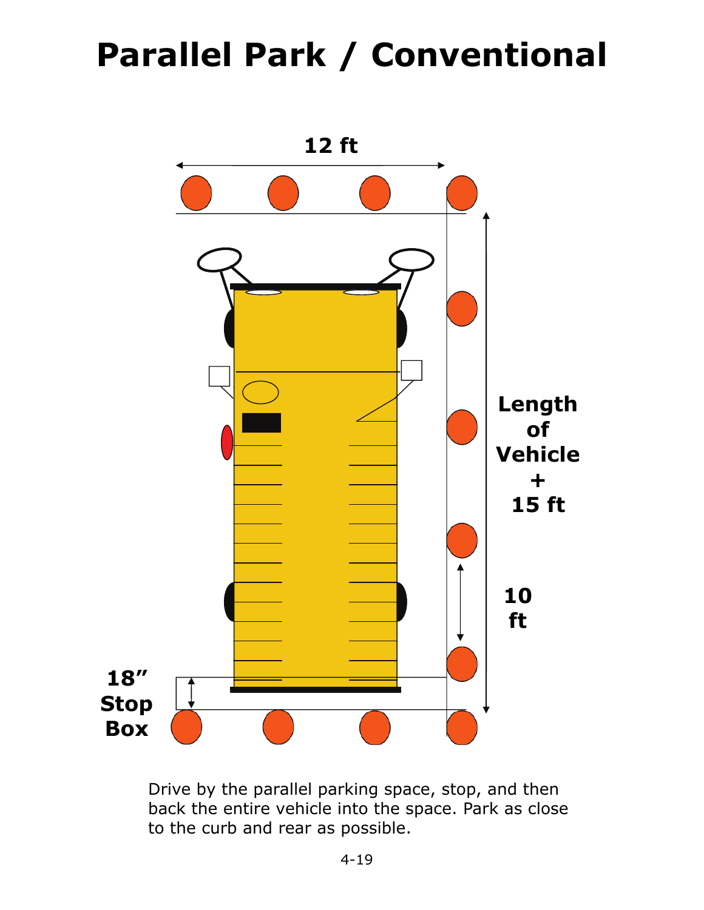# Parallel Park / Conventional

12 ft

Length of Vehicle + 15 ft

10 ft

18" Stop Box

Drive by the parallel parking space, stop, and then back the entire vehicle into the space. Park as close to the curb and rear as possible.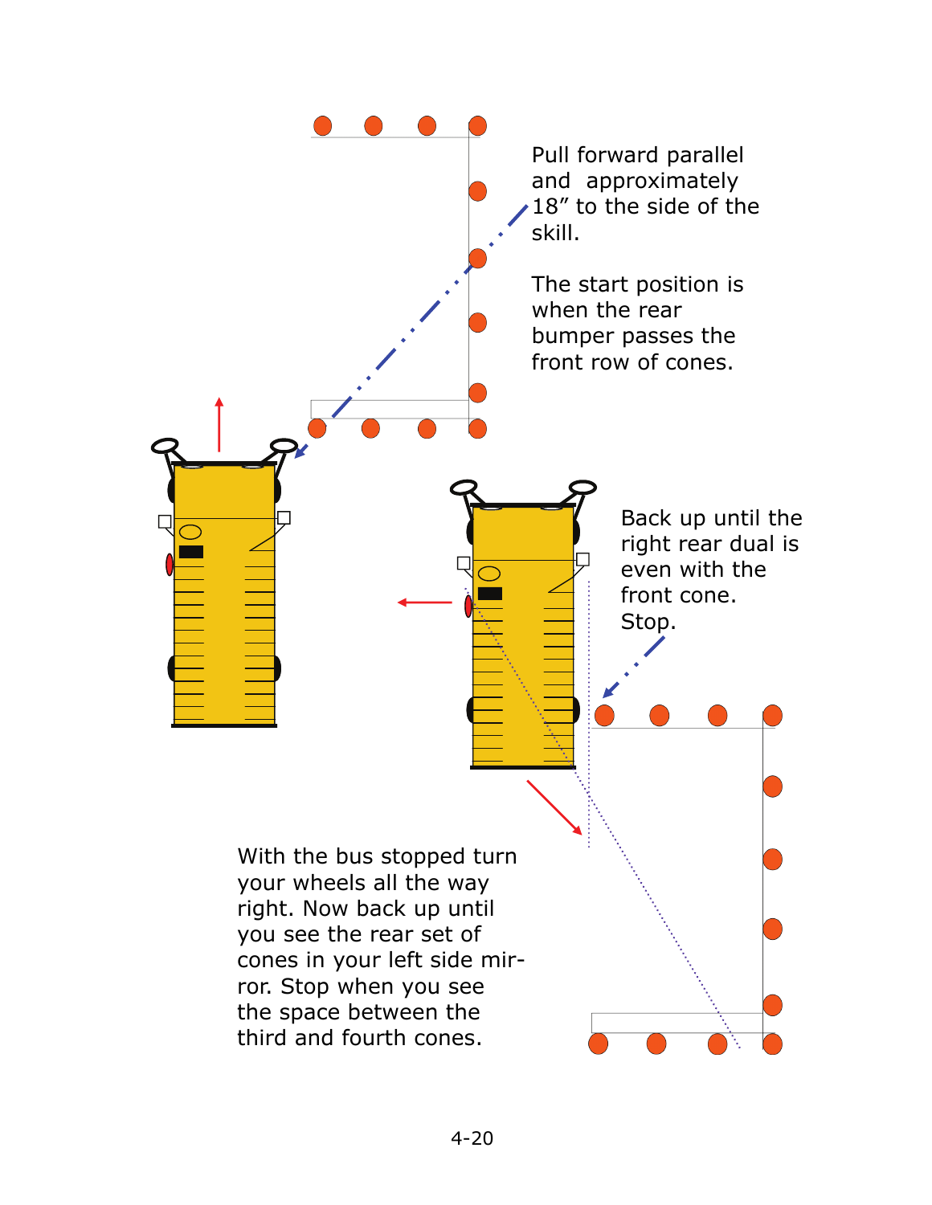Pull forward parallel and approximately 18” to the side of the skill.

The start position is when the rear bumper passes the front row of cones.

Back up until the right rear dual is even with the front cone. Stop.

With the bus stopped turn your wheels all the way right. Now back up until you see the rear set of cones in your left side mirror. Stop when you see the space between the third and fourth cones.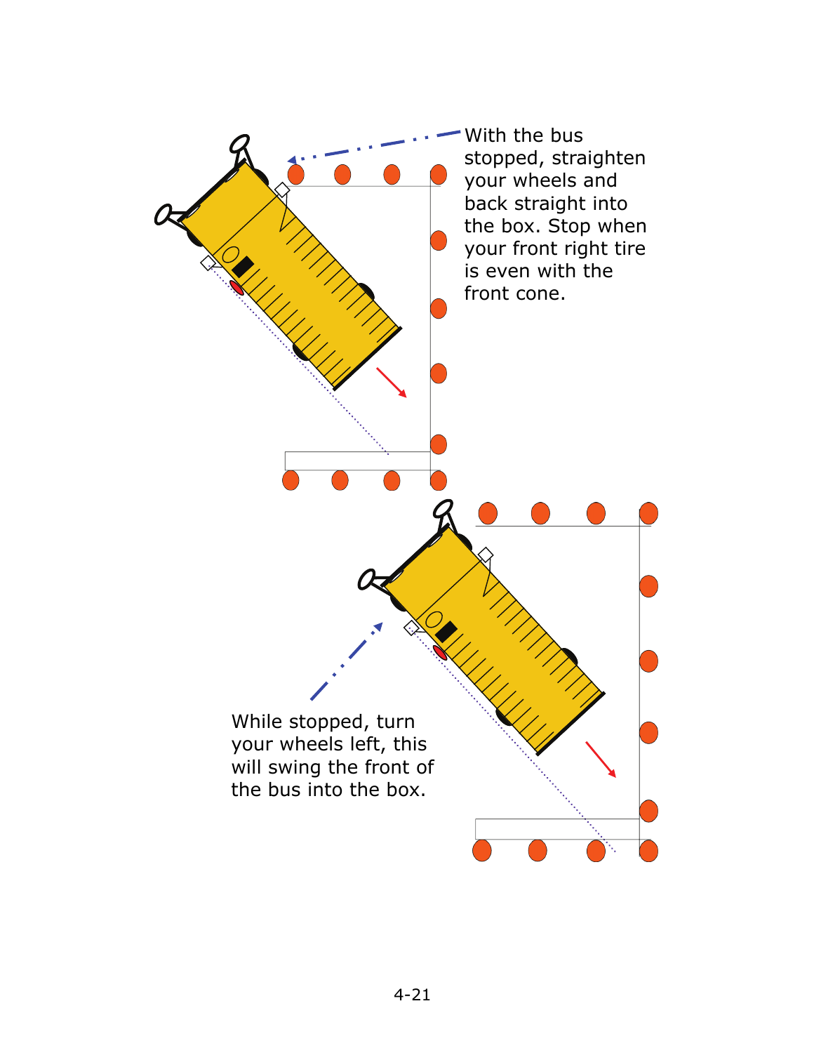With the bus stopped, straighten your wheels and back straight into the box. Stop when your front right tire is even with the front cone.

While stopped, turn your wheels left, this will swing the front of the bus into the box.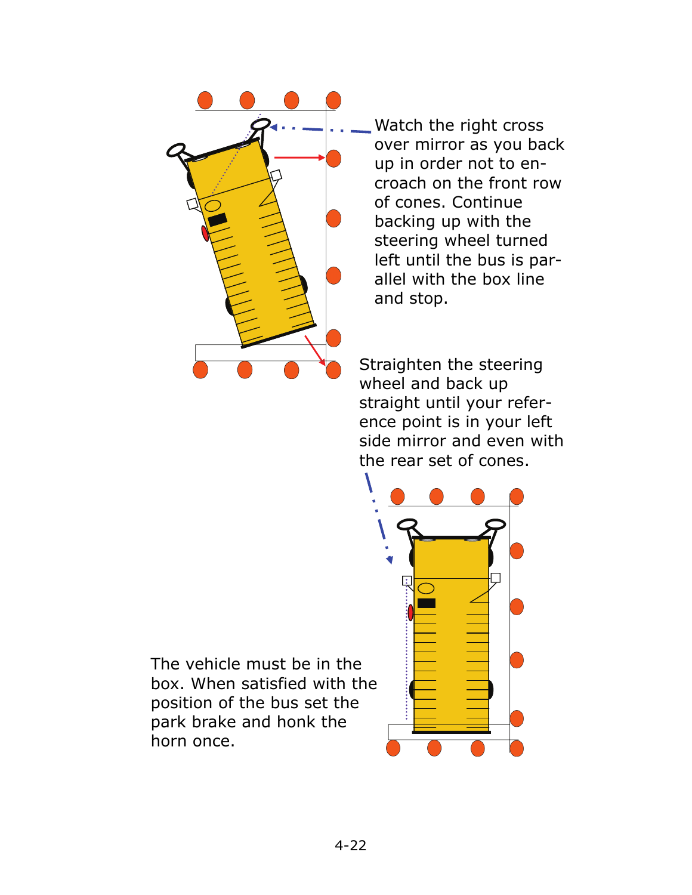Watch the right cross over mirror as you back up in order not to encroach on the front row of cones. Continue backing up with the steering wheel turned left until the bus is parallel with the box line and stop.

Straighten the steering wheel and back up straight until your reference point is in your left side mirror and even with the rear set of cones.

The vehicle must be in the box. When satisfied with the position of the bus set the park brake and honk the horn once.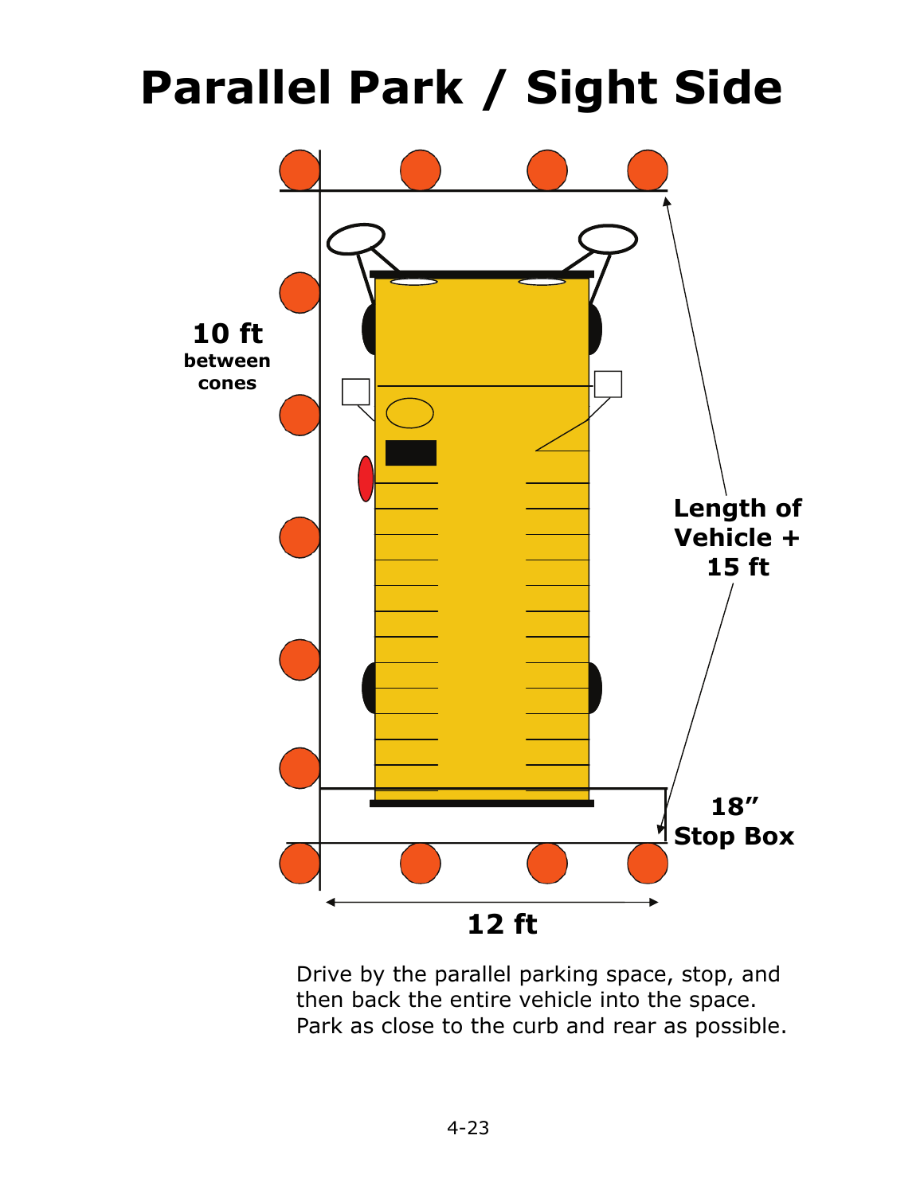# Parallel Park / Sight Side

10 ft between cones

Length of Vehicle + 15 ft

18" Stop Box

12 ft

Drive by the parallel parking space, stop, and then back the entire vehicle into the space. Park as close to the curb and rear as possible.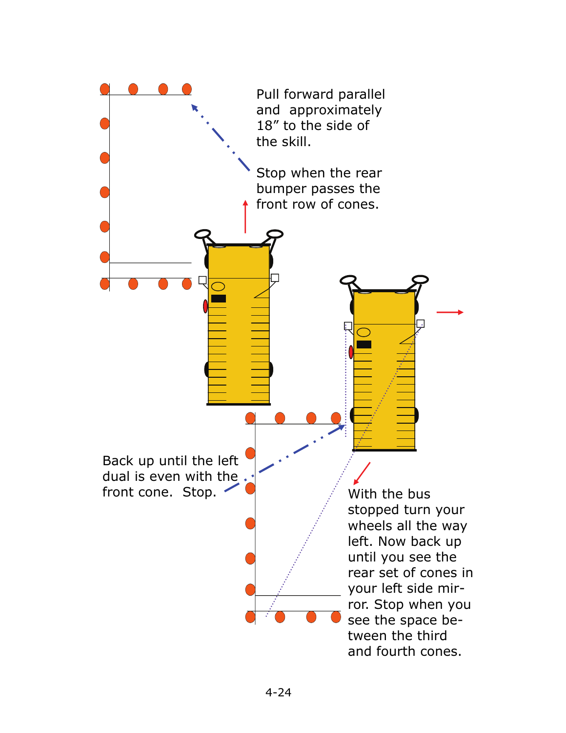Pull forward parallel and approximately 18” to the side of the skill.

Stop when the rear bumper passes the front row of cones.

Back up until the left dual is even with the front cone. Stop.

With the bus stopped turn your wheels all the way left. Now back up until you see the rear set of cones in your left side mirror. Stop when you see the space between the third and fourth cones.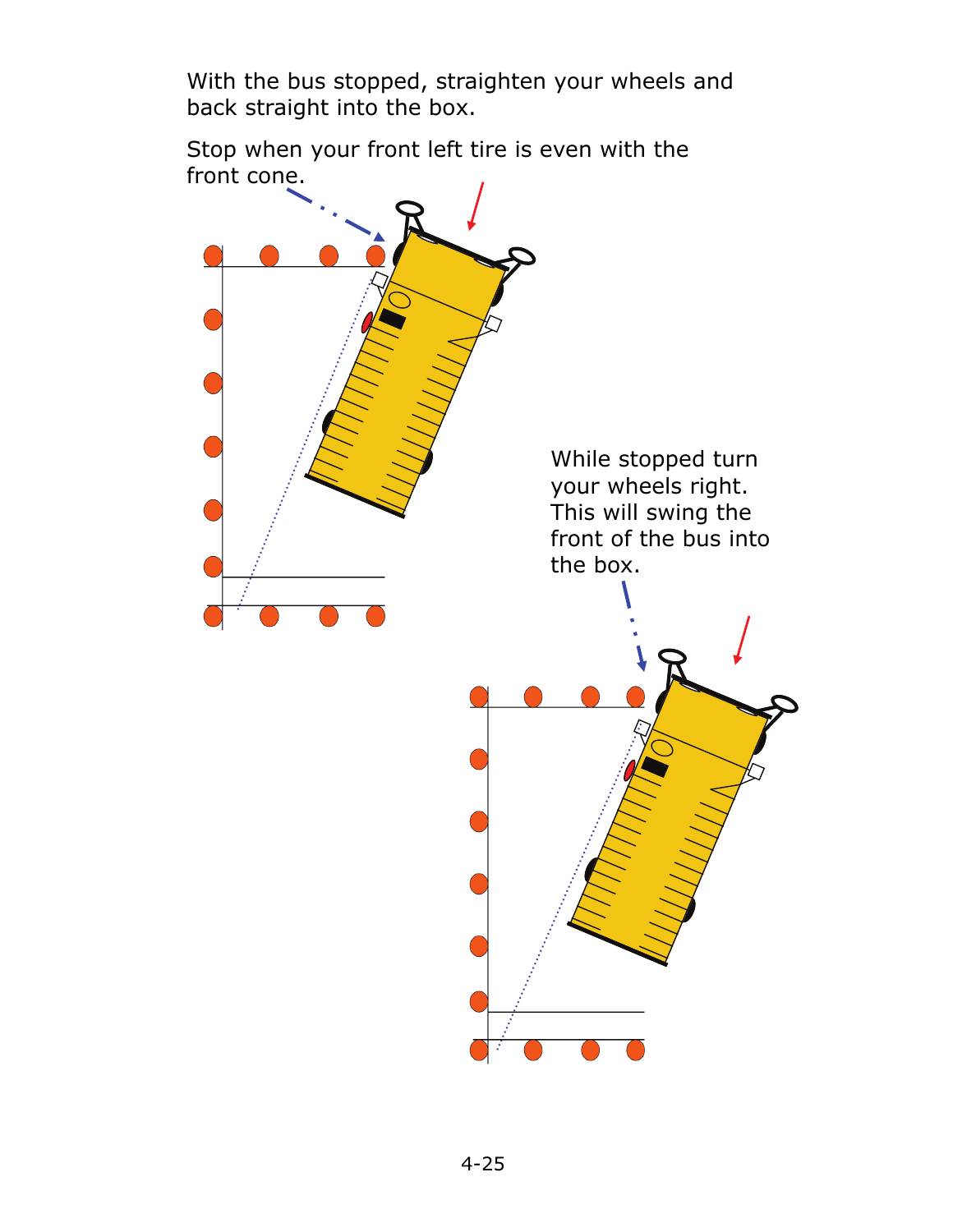With the bus stopped, straighten your wheels and back straight into the box.

Stop when your front left tire is even with the front cone.

While stopped turn your wheels right. This will swing the front of the bus into the box.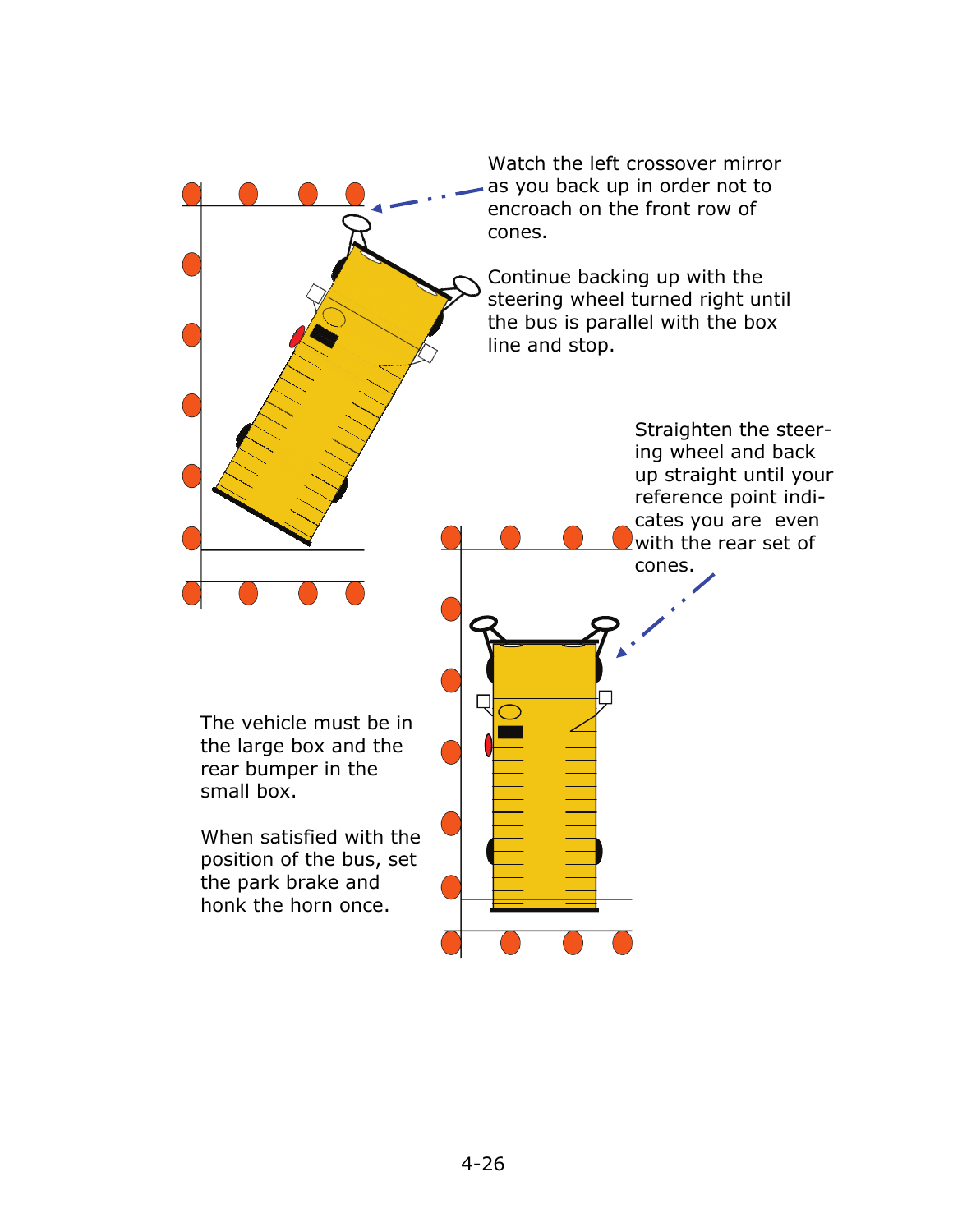Watch the left crossover mirror as you back up in order not to encroach on the front row of cones.

Continue backing up with the steering wheel turned right until the bus is parallel with the box line and stop.

Straighten the steering wheel and back up straight until your reference point indicates you are even with the rear set of cones.

The vehicle must be in the large box and the rear bumper in the small box.

When satisfied with the position of the bus, set the park brake and honk the horn once.